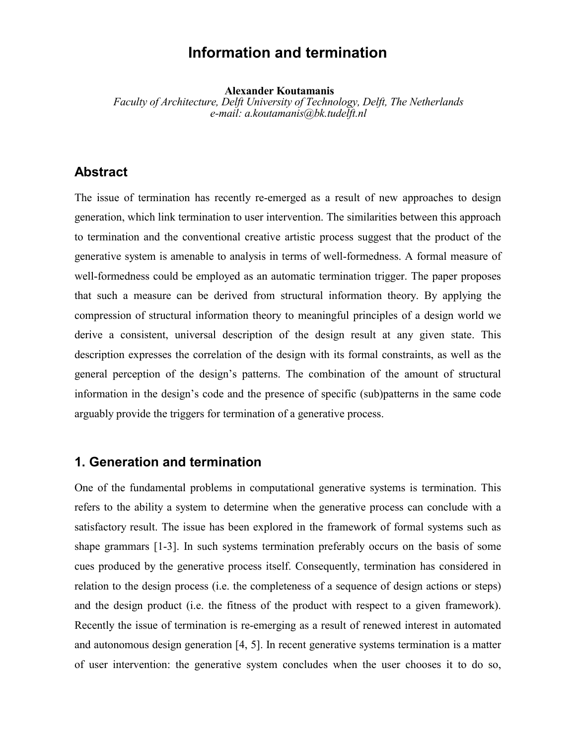# Information and termination

**Alexander Koutamanis**
*Faculty of Architecture, Delft University of Technology, Delft, The Netherlands*
*e-mail: a.koutamanis@bk.tudelft.nl*

## Abstract

The issue of termination has recently re-emerged as a result of new approaches to design generation, which link termination to user intervention. The similarities between this approach to termination and the conventional creative artistic process suggest that the product of the generative system is amenable to analysis in terms of well-formedness. A formal measure of well-formedness could be employed as an automatic termination trigger. The paper proposes that such a measure can be derived from structural information theory. By applying the compression of structural information theory to meaningful principles of a design world we derive a consistent, universal description of the design result at any given state. This description expresses the correlation of the design with its formal constraints, as well as the general perception of the design's patterns. The combination of the amount of structural information in the design's code and the presence of specific (sub)patterns in the same code arguably provide the triggers for termination of a generative process.

## 1. Generation and termination

One of the fundamental problems in computational generative systems is termination. This refers to the ability a system to determine when the generative process can conclude with a satisfactory result. The issue has been explored in the framework of formal systems such as shape grammars [1-3]. In such systems termination preferably occurs on the basis of some cues produced by the generative process itself. Consequently, termination has considered in relation to the design process (i.e. the completeness of a sequence of design actions or steps) and the design product (i.e. the fitness of the product with respect to a given framework). Recently the issue of termination is re-emerging as a result of renewed interest in automated and autonomous design generation [4, 5]. In recent generative systems termination is a matter of user intervention: the generative system concludes when the user chooses it to do so,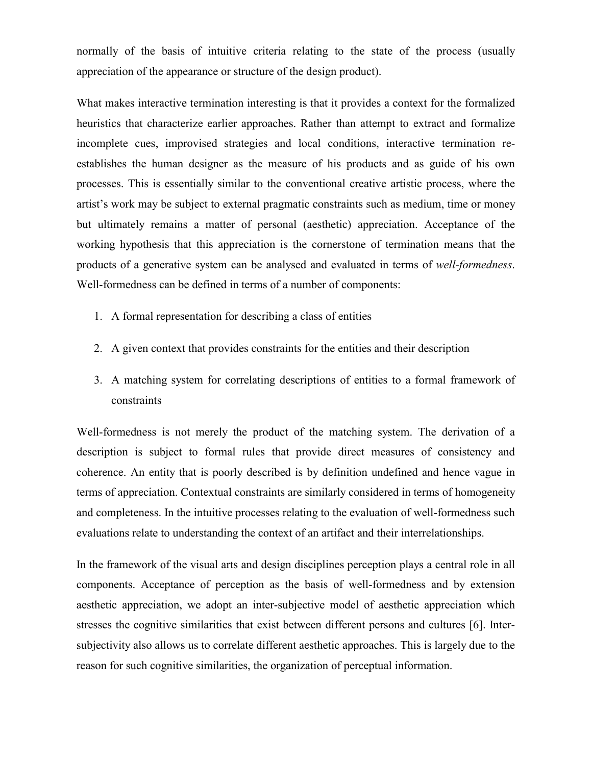normally of the basis of intuitive criteria relating to the state of the process (usually appreciation of the appearance or structure of the design product).

What makes interactive termination interesting is that it provides a context for the formalized heuristics that characterize earlier approaches. Rather than attempt to extract and formalize incomplete cues, improvised strategies and local conditions, interactive termination re-establishes the human designer as the measure of his products and as guide of his own processes. This is essentially similar to the conventional creative artistic process, where the artist's work may be subject to external pragmatic constraints such as medium, time or money but ultimately remains a matter of personal (aesthetic) appreciation. Acceptance of the working hypothesis that this appreciation is the cornerstone of termination means that the products of a generative system can be analysed and evaluated in terms of *well-formedness*. Well-formedness can be defined in terms of a number of components:

1. A formal representation for describing a class of entities
2. A given context that provides constraints for the entities and their description
3. A matching system for correlating descriptions of entities to a formal framework of constraints

Well-formedness is not merely the product of the matching system. The derivation of a description is subject to formal rules that provide direct measures of consistency and coherence. An entity that is poorly described is by definition undefined and hence vague in terms of appreciation. Contextual constraints are similarly considered in terms of homogeneity and completeness. In the intuitive processes relating to the evaluation of well-formedness such evaluations relate to understanding the context of an artifact and their interrelationships.

In the framework of the visual arts and design disciplines perception plays a central role in all components. Acceptance of perception as the basis of well-formedness and by extension aesthetic appreciation, we adopt an inter-subjective model of aesthetic appreciation which stresses the cognitive similarities that exist between different persons and cultures [6]. Inter-subjectivity also allows us to correlate different aesthetic approaches. This is largely due to the reason for such cognitive similarities, the organization of perceptual information.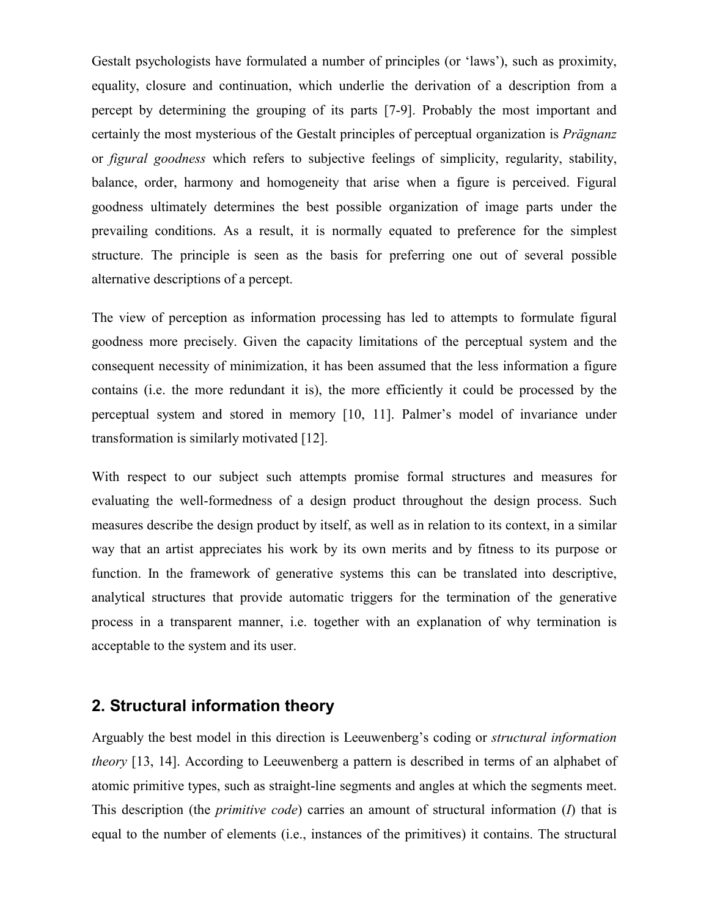Gestalt psychologists have formulated a number of principles (or 'laws'), such as proximity, equality, closure and continuation, which underlie the derivation of a description from a percept by determining the grouping of its parts [7-9]. Probably the most important and certainly the most mysterious of the Gestalt principles of perceptual organization is *Prägnanz* or *figural goodness* which refers to subjective feelings of simplicity, regularity, stability, balance, order, harmony and homogeneity that arise when a figure is perceived. Figural goodness ultimately determines the best possible organization of image parts under the prevailing conditions. As a result, it is normally equated to preference for the simplest structure. The principle is seen as the basis for preferring one out of several possible alternative descriptions of a percept.

The view of perception as information processing has led to attempts to formulate figural goodness more precisely. Given the capacity limitations of the perceptual system and the consequent necessity of minimization, it has been assumed that the less information a figure contains (i.e. the more redundant it is), the more efficiently it could be processed by the perceptual system and stored in memory [10, 11]. Palmer's model of invariance under transformation is similarly motivated [12].

With respect to our subject such attempts promise formal structures and measures for evaluating the well-formedness of a design product throughout the design process. Such measures describe the design product by itself, as well as in relation to its context, in a similar way that an artist appreciates his work by its own merits and by fitness to its purpose or function. In the framework of generative systems this can be translated into descriptive, analytical structures that provide automatic triggers for the termination of the generative process in a transparent manner, i.e. together with an explanation of why termination is acceptable to the system and its user.

## 2. Structural information theory

Arguably the best model in this direction is Leeuwenberg's coding or *structural information theory* [13, 14]. According to Leeuwenberg a pattern is described in terms of an alphabet of atomic primitive types, such as straight-line segments and angles at which the segments meet. This description (the *primitive code*) carries an amount of structural information ($I$) that is equal to the number of elements (i.e., instances of the primitives) it contains. The structural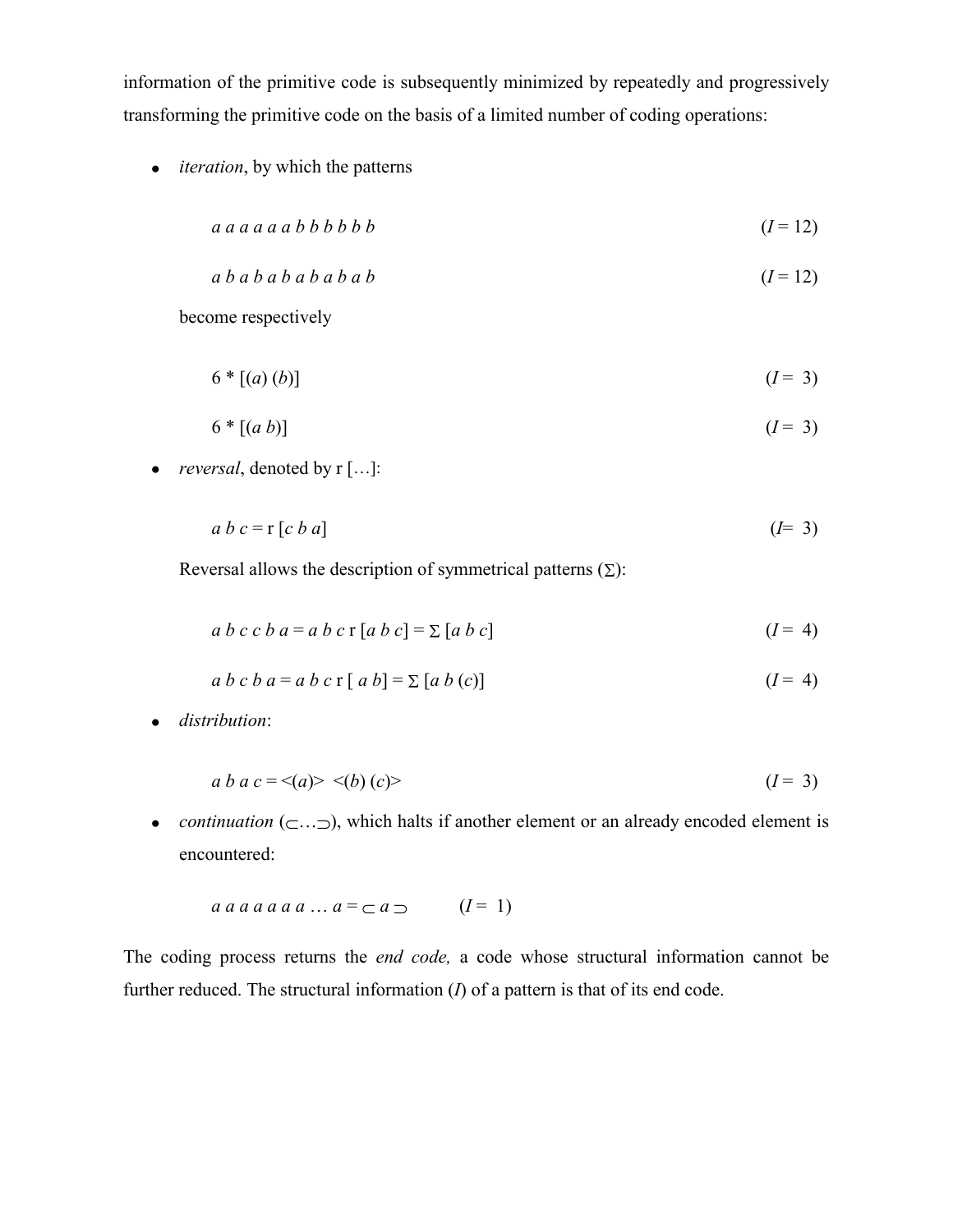information of the primitive code is subsequently minimized by repeatedly and progressively transforming the primitive code on the basis of a limited number of coding operations:

- *iteration*, by which the patterns

  $$a\ a\ a\ a\ a\ a\ b\ b\ b\ b\ b\ b \qquad (I = 12)$$

  $$a\ b\ a\ b\ a\ b\ a\ b\ a\ b\ a\ b \qquad (I = 12)$$

  become respectively

  $$6 * [(a)\ (b)] \qquad (I = 3)$$

  $$6 * [(a\ b)] \qquad (I = 3)$$

- *reversal*, denoted by r […]:

  $$a\ b\ c = \mathrm{r}\ [c\ b\ a] \qquad (I = 3)$$

  Reversal allows the description of symmetrical patterns (Σ):

  $$a\ b\ c\ c\ b\ a = a\ b\ c\ \mathrm{r}\ [a\ b\ c] = \Sigma\ [a\ b\ c] \qquad (I = 4)$$

  $$a\ b\ c\ b\ a = a\ b\ c\ \mathrm{r}\ [\ a\ b] = \Sigma\ [a\ b\ (c)] \qquad (I = 4)$$

- *distribution*:

  $$a\ b\ a\ c = \langle(a)\rangle\ \ \langle(b)\ (c)\rangle \qquad (I = 3)$$

- *continuation* (⊂…⊃), which halts if another element or an already encoded element is encountered:

  $$a\ a\ a\ a\ a\ a\ a \ldots a = \subset a \supset \qquad (I = 1)$$

The coding process returns the *end code,* a code whose structural information cannot be further reduced. The structural information ($I$) of a pattern is that of its end code.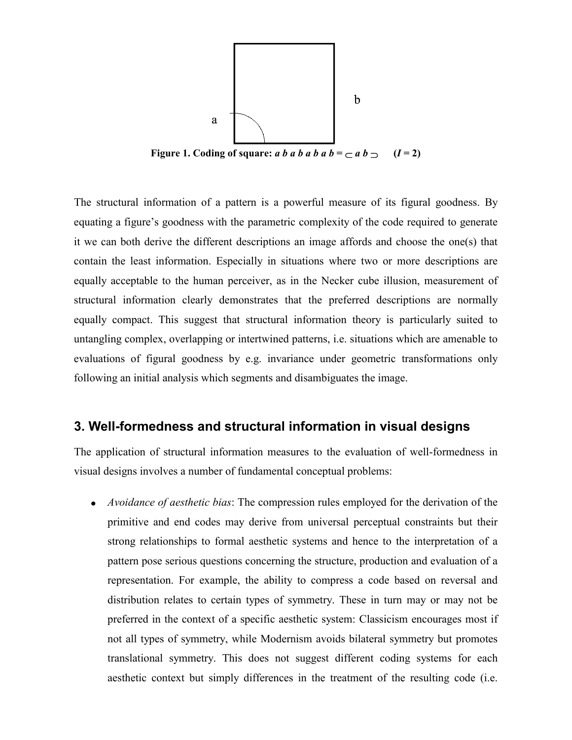**Figure 1. Coding of square:** ***a b a b a b a b*** **=** $\subset$ ***a b*** $\supset$ **(*I* = 2)**

The structural information of a pattern is a powerful measure of its figural goodness. By equating a figure's goodness with the parametric complexity of the code required to generate it we can both derive the different descriptions an image affords and choose the one(s) that contain the least information. Especially in situations where two or more descriptions are equally acceptable to the human perceiver, as in the Necker cube illusion, measurement of structural information clearly demonstrates that the preferred descriptions are normally equally compact. This suggest that structural information theory is particularly suited to untangling complex, overlapping or intertwined patterns, i.e. situations which are amenable to evaluations of figural goodness by e.g. invariance under geometric transformations only following an initial analysis which segments and disambiguates the image.

## 3. Well-formedness and structural information in visual designs

The application of structural information measures to the evaluation of well-formedness in visual designs involves a number of fundamental conceptual problems:

- *Avoidance of aesthetic bias*: The compression rules employed for the derivation of the primitive and end codes may derive from universal perceptual constraints but their strong relationships to formal aesthetic systems and hence to the interpretation of a pattern pose serious questions concerning the structure, production and evaluation of a representation. For example, the ability to compress a code based on reversal and distribution relates to certain types of symmetry. These in turn may or may not be preferred in the context of a specific aesthetic system: Classicism encourages most if not all types of symmetry, while Modernism avoids bilateral symmetry but promotes translational symmetry. This does not suggest different coding systems for each aesthetic context but simply differences in the treatment of the resulting code (i.e.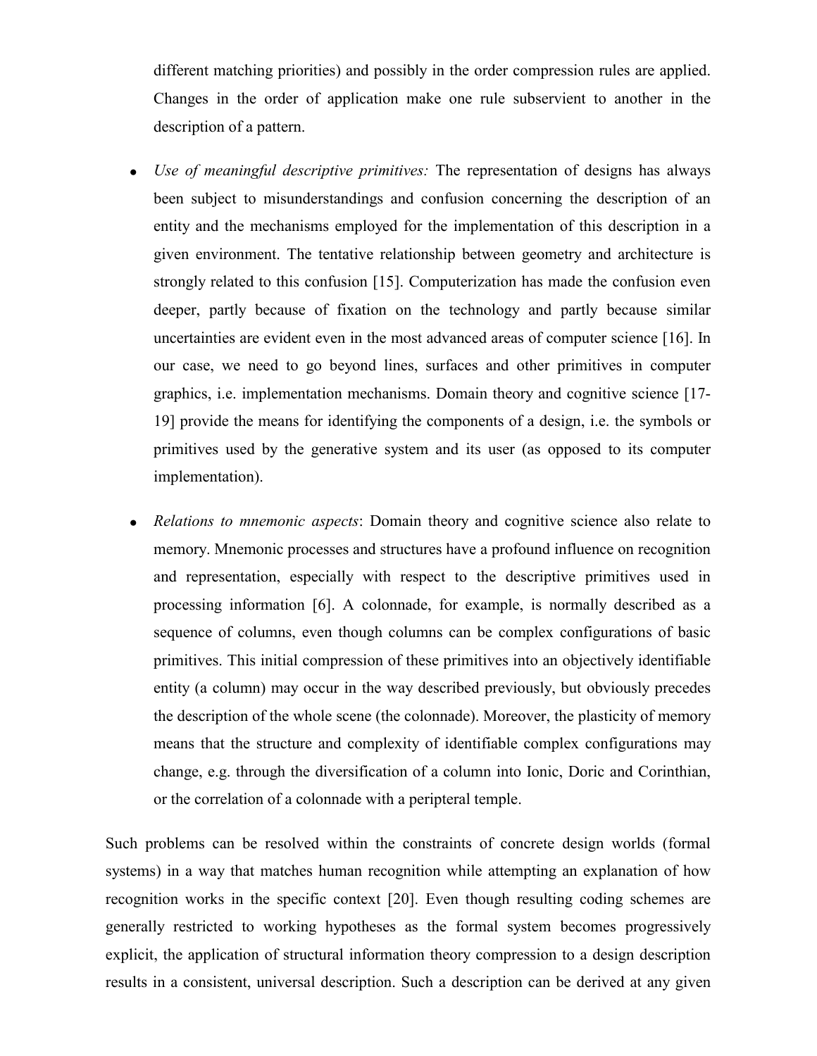different matching priorities) and possibly in the order compression rules are applied. Changes in the order of application make one rule subservient to another in the description of a pattern.

- *Use of meaningful descriptive primitives:* The representation of designs has always been subject to misunderstandings and confusion concerning the description of an entity and the mechanisms employed for the implementation of this description in a given environment. The tentative relationship between geometry and architecture is strongly related to this confusion [15]. Computerization has made the confusion even deeper, partly because of fixation on the technology and partly because similar uncertainties are evident even in the most advanced areas of computer science [16]. In our case, we need to go beyond lines, surfaces and other primitives in computer graphics, i.e. implementation mechanisms. Domain theory and cognitive science [17-19] provide the means for identifying the components of a design, i.e. the symbols or primitives used by the generative system and its user (as opposed to its computer implementation).

- *Relations to mnemonic aspects*: Domain theory and cognitive science also relate to memory. Mnemonic processes and structures have a profound influence on recognition and representation, especially with respect to the descriptive primitives used in processing information [6]. A colonnade, for example, is normally described as a sequence of columns, even though columns can be complex configurations of basic primitives. This initial compression of these primitives into an objectively identifiable entity (a column) may occur in the way described previously, but obviously precedes the description of the whole scene (the colonnade). Moreover, the plasticity of memory means that the structure and complexity of identifiable complex configurations may change, e.g. through the diversification of a column into Ionic, Doric and Corinthian, or the correlation of a colonnade with a peripteral temple.

Such problems can be resolved within the constraints of concrete design worlds (formal systems) in a way that matches human recognition while attempting an explanation of how recognition works in the specific context [20]. Even though resulting coding schemes are generally restricted to working hypotheses as the formal system becomes progressively explicit, the application of structural information theory compression to a design description results in a consistent, universal description. Such a description can be derived at any given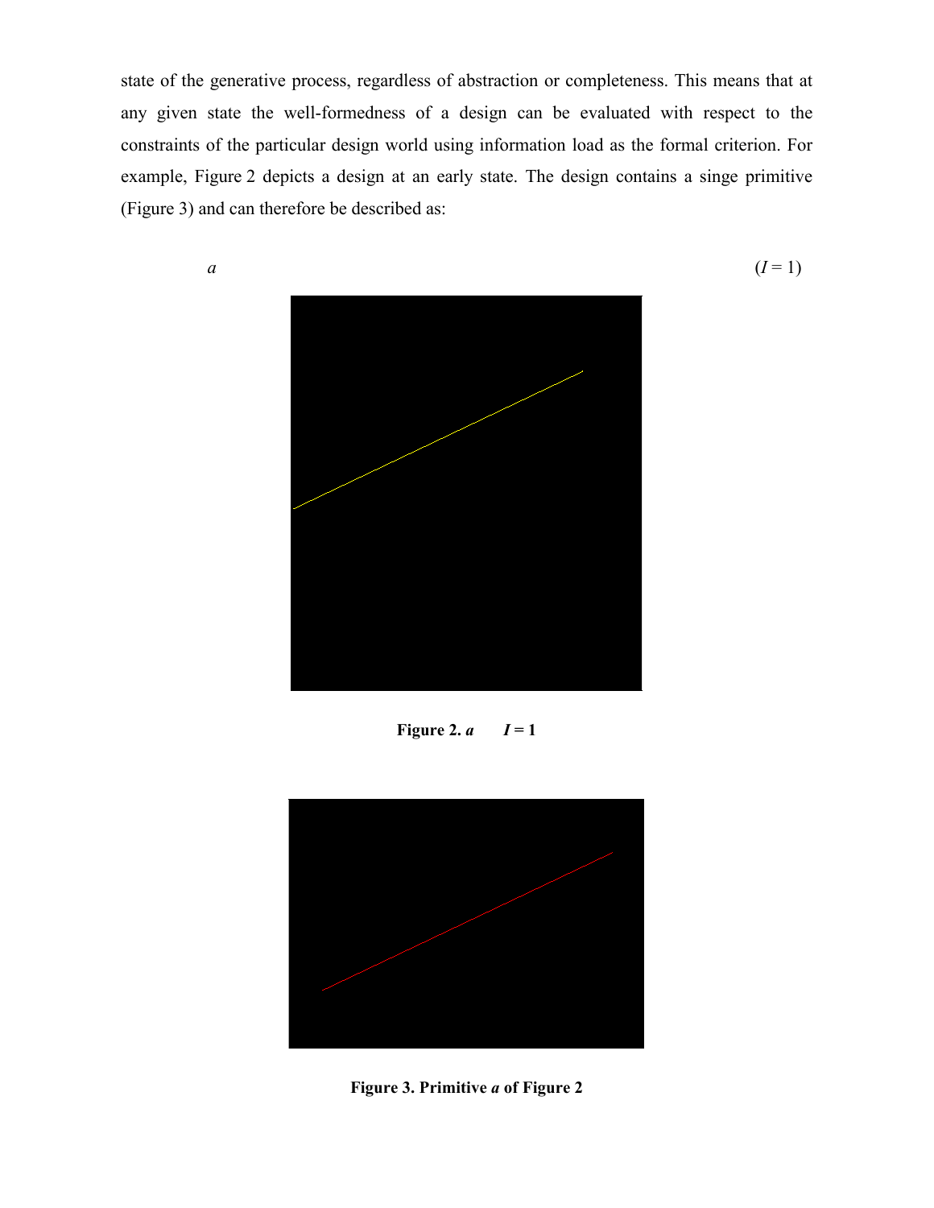state of the generative process, regardless of abstraction or completeness. This means that at any given state the well-formedness of a design can be evaluated with respect to the constraints of the particular design world using information load as the formal criterion. For example, Figure 2 depicts a design at an early state. The design contains a singe primitive (Figure 3) and can therefore be described as:

$$a \qquad (I = 1)$$

**Figure 2.** ***a*** **$I = 1$**

**Figure 3. Primitive *a* of Figure 2**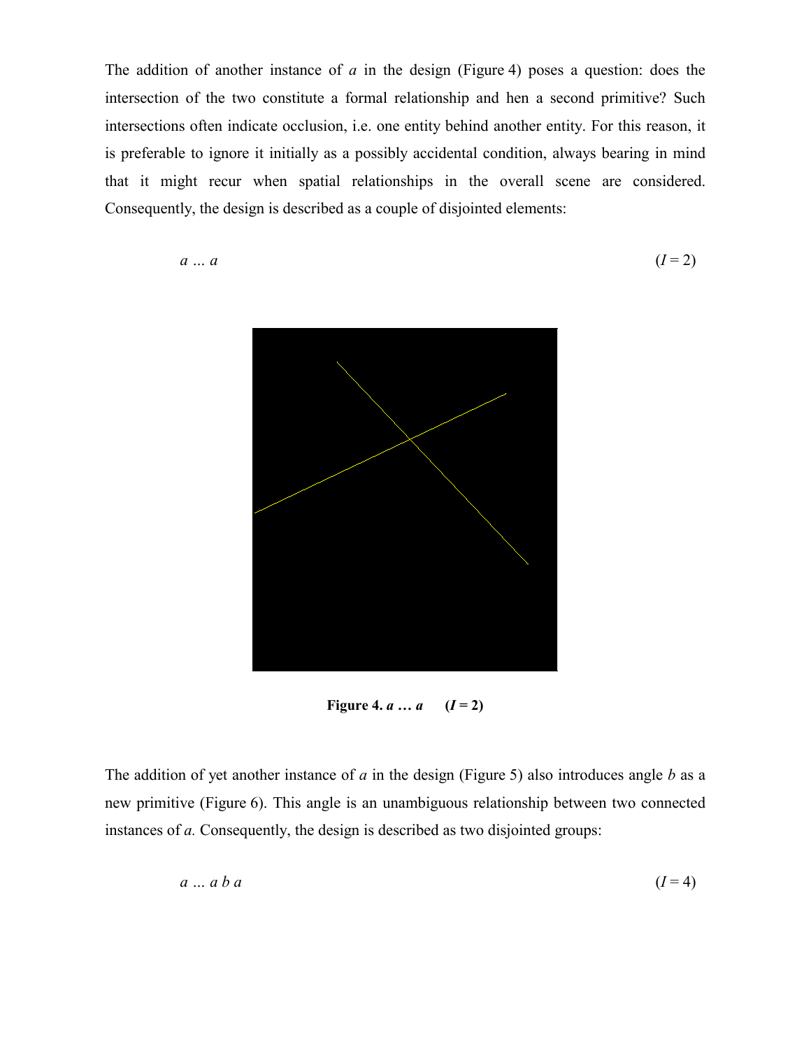The addition of another instance of *a* in the design (Figure 4) poses a question: does the intersection of the two constitute a formal relationship and hen a second primitive? Such intersections often indicate occlusion, i.e. one entity behind another entity. For this reason, it is preferable to ignore it initially as a possibly accidental condition, always bearing in mind that it might recur when spatial relationships in the overall scene are considered. Consequently, the design is described as a couple of disjointed elements:

$$a \ldots a \qquad (I = 2)$$

**Figure 4.** ***a* … *a*** **(*I* = 2)**

The addition of yet another instance of *a* in the design (Figure 5) also introduces angle *b* as a new primitive (Figure 6). This angle is an unambiguous relationship between two connected instances of *a.* Consequently, the design is described as two disjointed groups:

$$a \ldots a\ b\ a \qquad (I = 4)$$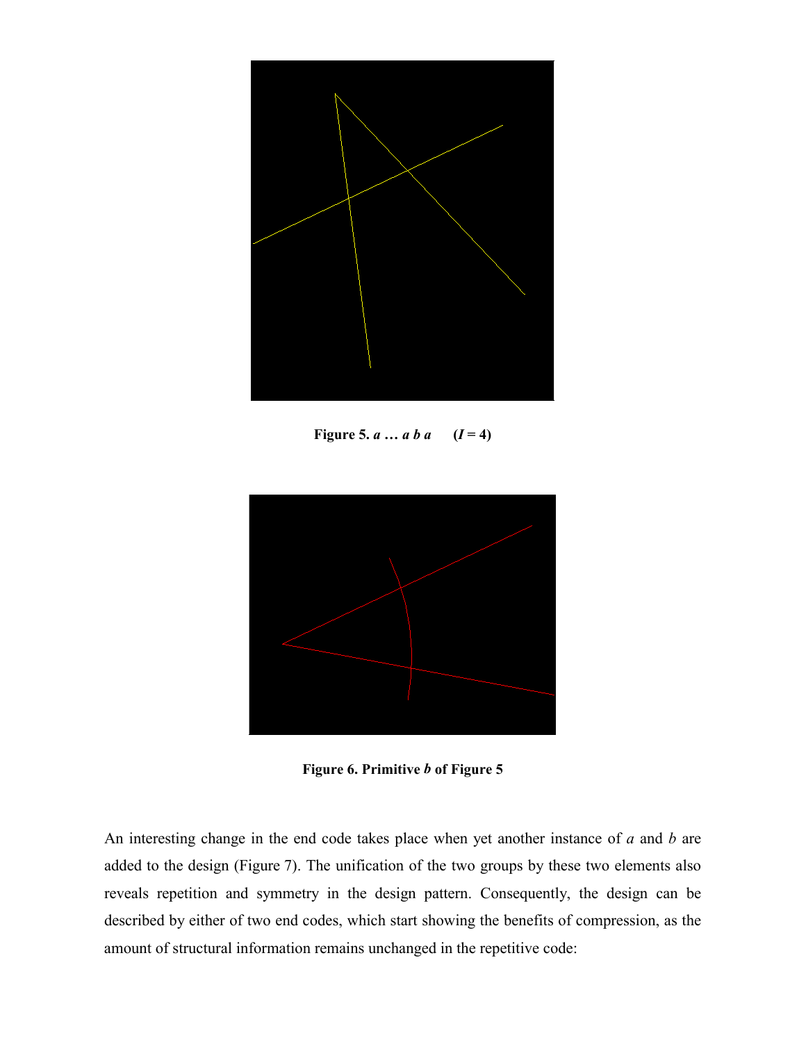**Figure 5.** ***a … a b a*** **(*I* = 4)**

**Figure 6. Primitive *b* of Figure 5**

An interesting change in the end code takes place when yet another instance of *a* and *b* are added to the design (Figure 7). The unification of the two groups by these two elements also reveals repetition and symmetry in the design pattern. Consequently, the design can be described by either of two end codes, which start showing the benefits of compression, as the amount of structural information remains unchanged in the repetitive code: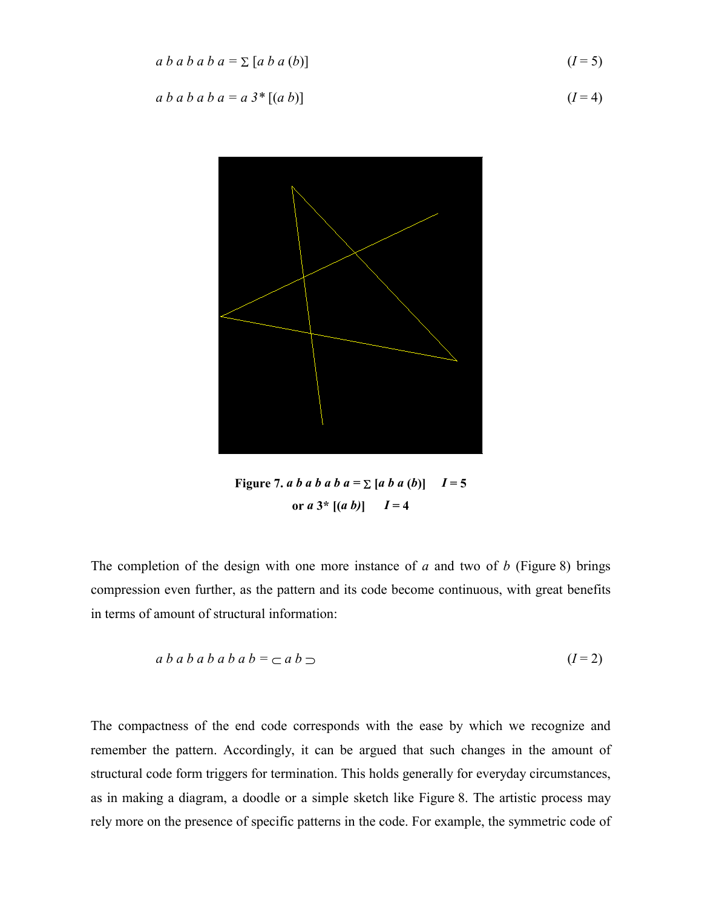$$a\ b\ a\ b\ a\ b\ a = \Sigma\ [a\ b\ a\ (b)] \qquad (I = 5)$$

$$a\ b\ a\ b\ a\ b\ a = a\ 3^*\ [(a\ b)] \qquad (I = 4)$$

**Figure 7.** ***a b a b a b a* = Σ [*a b a* (*b*)]   *I* = 5**
**or *a* 3* [(*a b)*]   *I* = 4**

The completion of the design with one more instance of *a* and two of *b* (Figure 8) brings compression even further, as the pattern and its code become continuous, with great benefits in terms of amount of structural information:

$$a\ b\ a\ b\ a\ b\ a\ b\ a\ b = \subset a\ b \supset \qquad (I = 2)$$

The compactness of the end code corresponds with the ease by which we recognize and remember the pattern. Accordingly, it can be argued that such changes in the amount of structural code form triggers for termination. This holds generally for everyday circumstances, as in making a diagram, a doodle or a simple sketch like Figure 8. The artistic process may rely more on the presence of specific patterns in the code. For example, the symmetric code of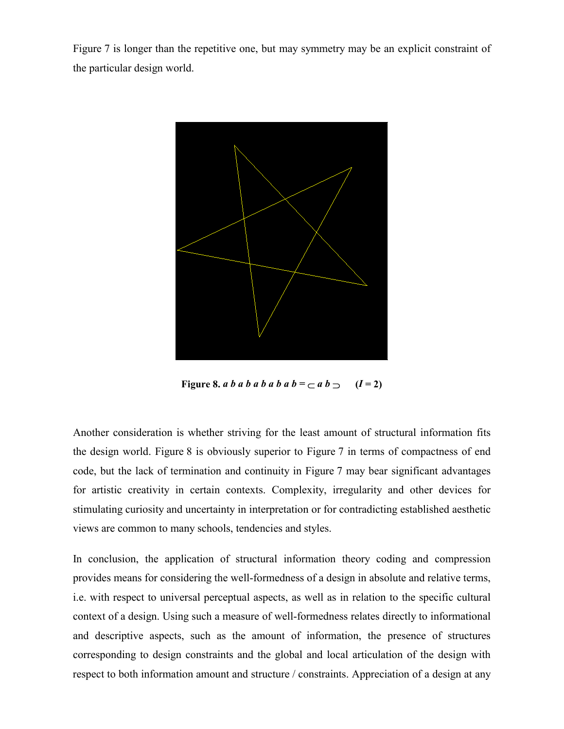Figure 7 is longer than the repetitive one, but may symmetry may be an explicit constraint of the particular design world.

**Figure 8.** ***a b a b a b a b a b*** **=** $\subset$ ***a b*** $\supset$ **(*I* = 2)**

Another consideration is whether striving for the least amount of structural information fits the design world. Figure 8 is obviously superior to Figure 7 in terms of compactness of end code, but the lack of termination and continuity in Figure 7 may bear significant advantages for artistic creativity in certain contexts. Complexity, irregularity and other devices for stimulating curiosity and uncertainty in interpretation or for contradicting established aesthetic views are common to many schools, tendencies and styles.

In conclusion, the application of structural information theory coding and compression provides means for considering the well-formedness of a design in absolute and relative terms, i.e. with respect to universal perceptual aspects, as well as in relation to the specific cultural context of a design. Using such a measure of well-formedness relates directly to informational and descriptive aspects, such as the amount of information, the presence of structures corresponding to design constraints and the global and local articulation of the design with respect to both information amount and structure / constraints. Appreciation of a design at any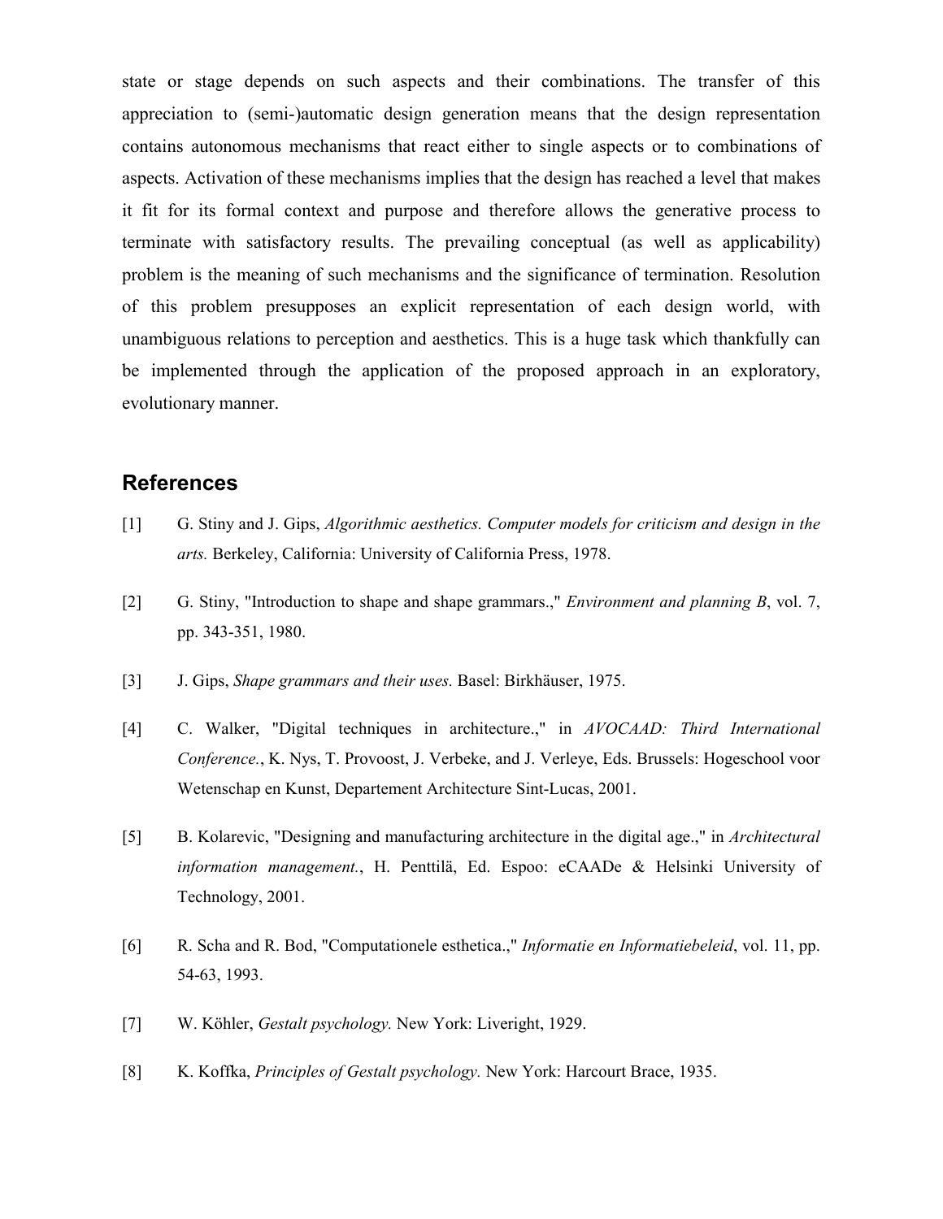state or stage depends on such aspects and their combinations. The transfer of this appreciation to (semi-)automatic design generation means that the design representation contains autonomous mechanisms that react either to single aspects or to combinations of aspects. Activation of these mechanisms implies that the design has reached a level that makes it fit for its formal context and purpose and therefore allows the generative process to terminate with satisfactory results. The prevailing conceptual (as well as applicability) problem is the meaning of such mechanisms and the significance of termination. Resolution of this problem presupposes an explicit representation of each design world, with unambiguous relations to perception and aesthetics. This is a huge task which thankfully can be implemented through the application of the proposed approach in an exploratory, evolutionary manner.

## References

[1] G. Stiny and J. Gips, *Algorithmic aesthetics. Computer models for criticism and design in the arts.* Berkeley, California: University of California Press, 1978.

[2] G. Stiny, "Introduction to shape and shape grammars.," *Environment and planning B*, vol. 7, pp. 343-351, 1980.

[3] J. Gips, *Shape grammars and their uses.* Basel: Birkhäuser, 1975.

[4] C. Walker, "Digital techniques in architecture.," in *AVOCAAD: Third International Conference.*, K. Nys, T. Provoost, J. Verbeke, and J. Verleye, Eds. Brussels: Hogeschool voor Wetenschap en Kunst, Departement Architecture Sint-Lucas, 2001.

[5] B. Kolarevic, "Designing and manufacturing architecture in the digital age.," in *Architectural information management.*, H. Penttilä, Ed. Espoo: eCAADe & Helsinki University of Technology, 2001.

[6] R. Scha and R. Bod, "Computationele esthetica.," *Informatie en Informatiebeleid*, vol. 11, pp. 54-63, 1993.

[7] W. Köhler, *Gestalt psychology.* New York: Liveright, 1929.

[8] K. Koffka, *Principles of Gestalt psychology.* New York: Harcourt Brace, 1935.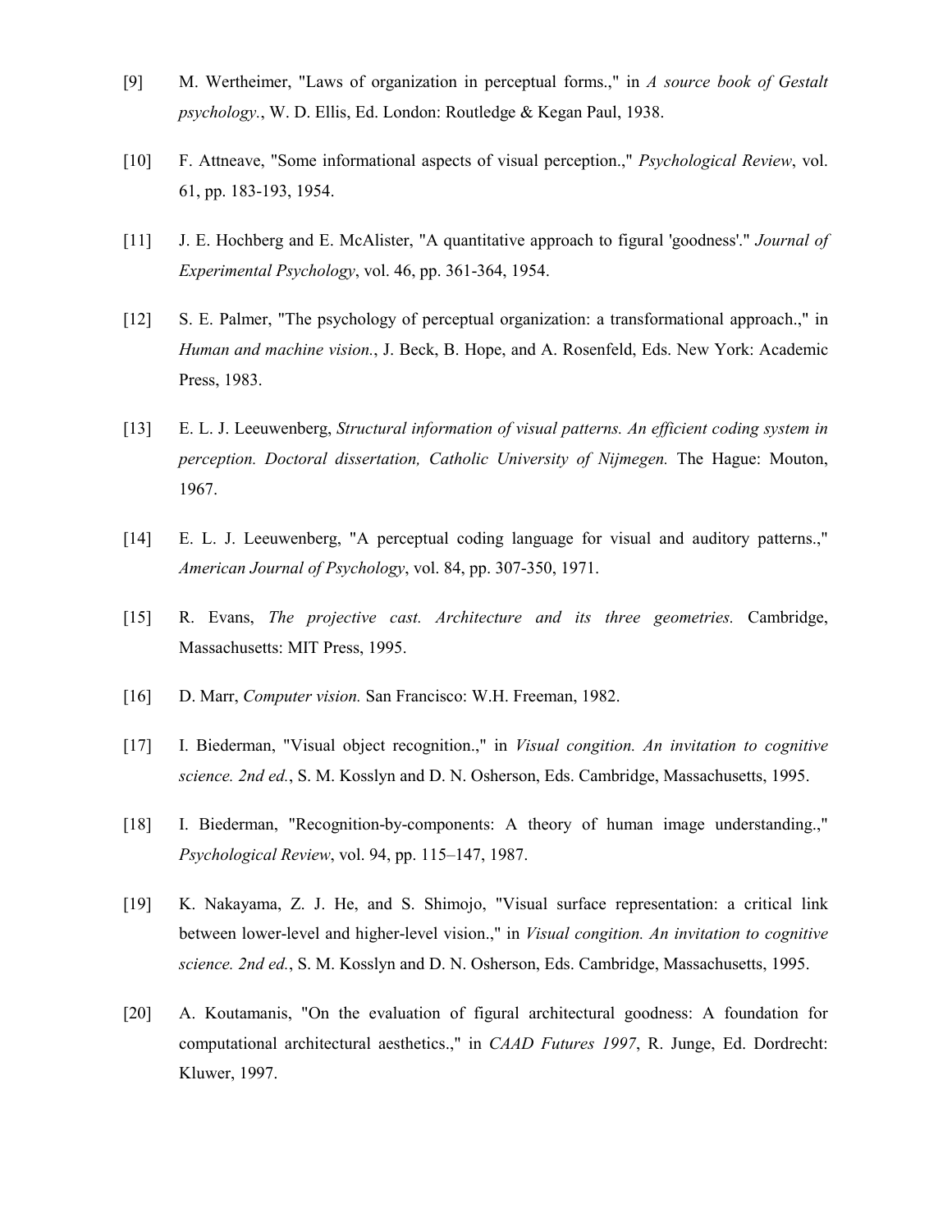[9] M. Wertheimer, "Laws of organization in perceptual forms.," in *A source book of Gestalt psychology.*, W. D. Ellis, Ed. London: Routledge & Kegan Paul, 1938.

[10] F. Attneave, "Some informational aspects of visual perception.," *Psychological Review*, vol. 61, pp. 183-193, 1954.

[11] J. E. Hochberg and E. McAlister, "A quantitative approach to figural 'goodness'." *Journal of Experimental Psychology*, vol. 46, pp. 361-364, 1954.

[12] S. E. Palmer, "The psychology of perceptual organization: a transformational approach.," in *Human and machine vision.*, J. Beck, B. Hope, and A. Rosenfeld, Eds. New York: Academic Press, 1983.

[13] E. L. J. Leeuwenberg, *Structural information of visual patterns. An efficient coding system in perception. Doctoral dissertation, Catholic University of Nijmegen.* The Hague: Mouton, 1967.

[14] E. L. J. Leeuwenberg, "A perceptual coding language for visual and auditory patterns.," *American Journal of Psychology*, vol. 84, pp. 307-350, 1971.

[15] R. Evans, *The projective cast. Architecture and its three geometries.* Cambridge, Massachusetts: MIT Press, 1995.

[16] D. Marr, *Computer vision.* San Francisco: W.H. Freeman, 1982.

[17] I. Biederman, "Visual object recognition.," in *Visual congition. An invitation to cognitive science. 2nd ed.*, S. M. Kosslyn and D. N. Osherson, Eds. Cambridge, Massachusetts, 1995.

[18] I. Biederman, "Recognition-by-components: A theory of human image understanding.," *Psychological Review*, vol. 94, pp. 115–147, 1987.

[19] K. Nakayama, Z. J. He, and S. Shimojo, "Visual surface representation: a critical link between lower-level and higher-level vision.," in *Visual congition. An invitation to cognitive science. 2nd ed.*, S. M. Kosslyn and D. N. Osherson, Eds. Cambridge, Massachusetts, 1995.

[20] A. Koutamanis, "On the evaluation of figural architectural goodness: A foundation for computational architectural aesthetics.," in *CAAD Futures 1997*, R. Junge, Ed. Dordrecht: Kluwer, 1997.